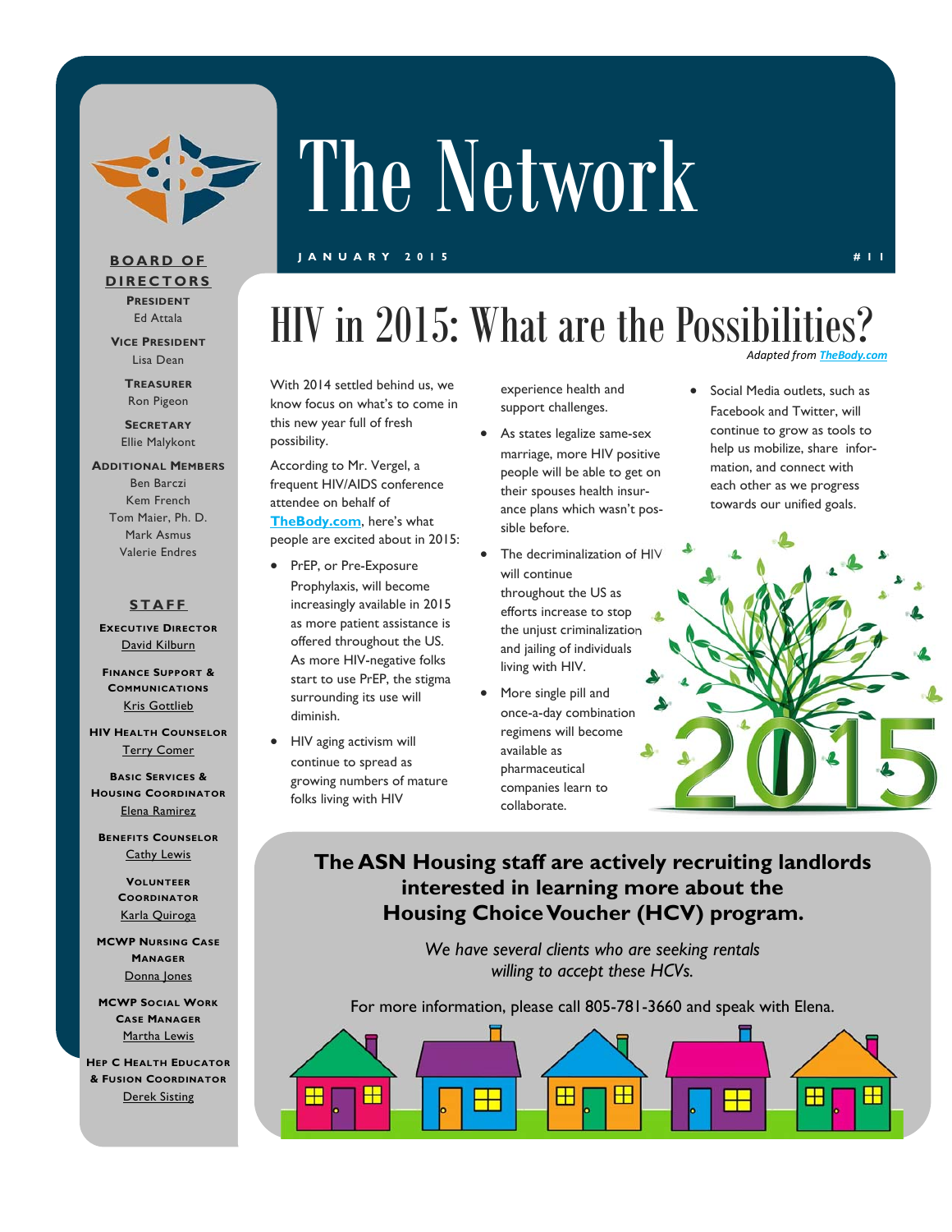# The Network

JANUARY 2015 #11

**BOARD OF DIRECTORS**

**President**
Ed Attala

**Vice President**
Lisa Dean

**Treasurer**
Ron Pigeon

**Secretary**
Ellie Malykont

**Additional Members**
Ben Barczi
Kem French
Tom Maier, Ph. D.
Mark Asmus
Valerie Endres

**STAFF**

**Executive Director**
David Kilburn

**Finance Support & Communications**
Kris Gottlieb

**HIV Health Counselor**
Terry Comer

**Basic Services & Housing Coordinator**
Elena Ramirez

**Benefits Counselor**
Cathy Lewis

**Volunteer Coordinator**
Karla Quiroga

**MCWP Nursing Case Manager**
Donna Jones

**MCWP Social Work Case Manager**
Martha Lewis

**Hep C Health Educator & Fusion Coordinator**
Derek Sisting

## HIV in 2015: What are the Possibilities?

*Adapted from TheBody.com*

With 2014 settled behind us, we know focus on what's to come in this new year full of fresh possibility.

According to Mr. Vergel, a frequent HIV/AIDS conference attendee on behalf of **TheBody.com**, here's what people are excited about in 2015:

- PrEP, or Pre-Exposure Prophylaxis, will become increasingly available in 2015 as more patient assistance is offered throughout the US. As more HIV-negative folks start to use PrEP, the stigma surrounding its use will diminish.
- HIV aging activism will continue to spread as growing numbers of mature folks living with HIV experience health and support challenges.
- As states legalize same-sex marriage, more HIV positive people will be able to get on their spouses health insurance plans which wasn't possible before.
- The decriminalization of HIV will continue throughout the US as efforts increase to stop the unjust criminalization and jailing of individuals living with HIV.
- More single pill and once-a-day combination regimens will become available as pharmaceutical companies learn to collaborate.
- Social Media outlets, such as Facebook and Twitter, will continue to grow as tools to help us mobilize, share information, and connect with each other as we progress towards our unified goals.

**The ASN Housing staff are actively recruiting landlords interested in learning more about the Housing Choice Voucher (HCV) program.**

*We have several clients who are seeking rentals willing to accept these HCVs.*

For more information, please call 805-781-3660 and speak with Elena.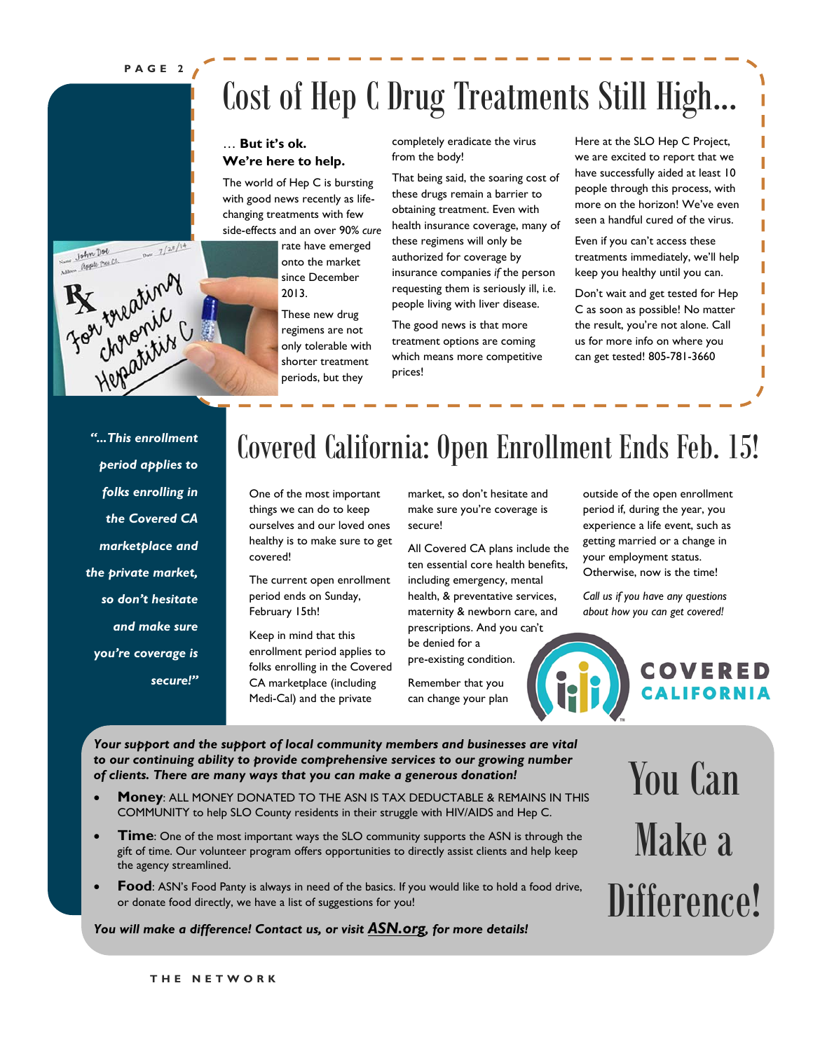// Cost of Hep C Drug Treatments Still High...

… **But it's ok.**
**We're here to help.**

The world of Hep C is bursting with good news recently as life-changing treatments with few side-effects and an over 90% *cure* rate have emerged onto the market since December 2013.

These new drug regimens are not only tolerable with shorter treatment periods, but they completely eradicate the virus from the body!

That being said, the soaring cost of these drugs remain a barrier to obtaining treatment. Even with health insurance coverage, many of these regimens will only be authorized for coverage by insurance companies *if* the person requesting them is seriously ill, i.e. people living with liver disease.

The good news is that more treatment options are coming which means more competitive prices!

Here at the SLO Hep C Project, we are excited to report that we have successfully aided at least 10 people through this process, with more on the horizon! We've even seen a handful cured of the virus.

Even if you can't access these treatments immediately, we'll help keep you healthy until you can.

Don't wait and get tested for Hep C as soon as possible! No matter the result, you're not alone. Call us for more info on where you can get tested! 805-781-3660

# Covered California: Open Enrollment Ends Feb. 15!

***"...This enrollment period applies to folks enrolling in the Covered CA marketplace and the private market, so don't hesitate and make sure you're coverage is secure!"***

One of the most important things we can do to keep ourselves and our loved ones healthy is to make sure to get covered!

The current open enrollment period ends on Sunday, February 15th!

Keep in mind that this enrollment period applies to folks enrolling in the Covered CA marketplace (including Medi-Cal) and the private market, so don't hesitate and make sure you're coverage is secure!

All Covered CA plans include the ten essential core health benefits, including emergency, mental health, & preventative services, maternity & newborn care, and prescriptions. And you can't be denied for a pre-existing condition.

Remember that you can change your plan outside of the open enrollment period if, during the year, you experience a life event, such as getting married or a change in your employment status. Otherwise, now is the time!

*Call us if you have any questions about how you can get covered!*

COVERED CALIFORNIA

# You Can Make a Difference!

***Your support and the support of local community members and businesses are vital to our continuing ability to provide comprehensive services to our growing number of clients. There are many ways that you can make a generous donation!***

- **Money**: ALL MONEY DONATED TO THE ASN IS TAX DEDUCTABLE & REMAINS IN THIS COMMUNITY to help SLO County residents in their struggle with HIV/AIDS and Hep C.
- **Time**: One of the most important ways the SLO community supports the ASN is through the gift of time. Our volunteer program offers opportunities to directly assist clients and help keep the agency streamlined.
- **Food**: ASN's Food Panty is always in need of the basics. If you would like to hold a food drive, or donate food directly, we have a list of suggestions for you!

***You will make a difference! Contact us, or visit ASN.org, for more details!***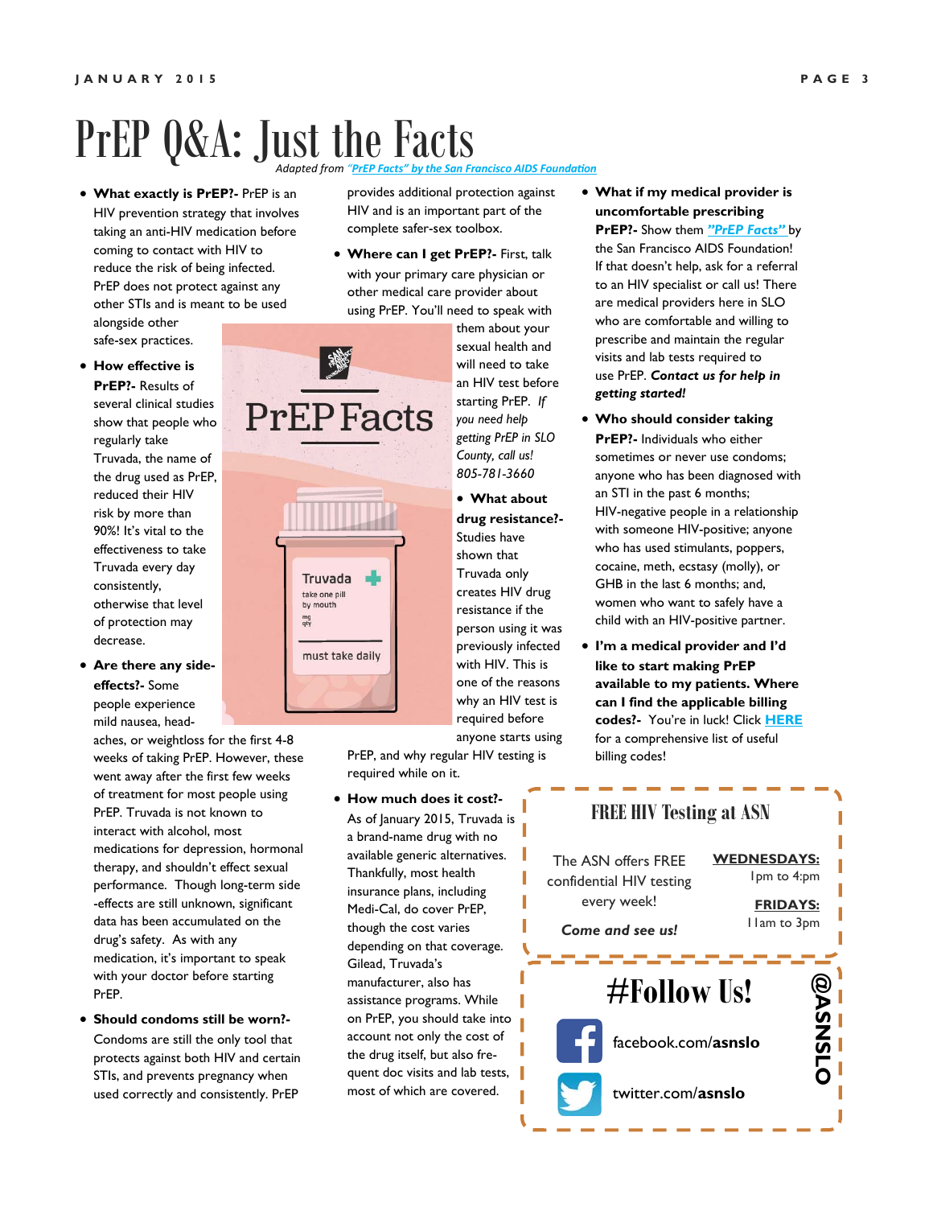# PrEP Q&A: Just the Facts

*Adapted from "PrEP Facts" by the San Francisco AIDS Foundation*

- **What exactly is PrEP?-** PrEP is an HIV prevention strategy that involves taking an anti-HIV medication before coming to contact with HIV to reduce the risk of being infected. PrEP does not protect against any other STIs and is meant to be used alongside other safe-sex practices.

- **How effective is PrEP?-** Results of several clinical studies show that people who regularly take Truvada, the name of the drug used as PrEP, reduced their HIV risk by more than 90%! It's vital to the effectiveness to take Truvada every day consistently, otherwise that level of protection may decrease.

- **Are there any side-effects?-** Some people experience mild nausea, headaches, or weightloss for the first 4-8 weeks of taking PrEP. However, these went away after the first few weeks of treatment for most people using PrEP. Truvada is not known to interact with alcohol, most medications for depression, hormonal therapy, and shouldn't effect sexual performance. Though long-term side-effects are still unknown, significant data has been accumulated on the drug's safety. As with any medication, it's important to speak with your doctor before starting PrEP.

- **Should condoms still be worn?-** Condoms are still the only tool that protects against both HIV and certain STIs, and prevents pregnancy when used correctly and consistently. PrEP provides additional protection against HIV and is an important part of the complete safer-sex toolbox.

- **Where can I get PrEP?-** First, talk with your primary care physician or other medical care provider about using PrEP. You'll need to speak with them about your sexual health and will need to take an HIV test before starting PrEP. *If you need help getting PrEP in SLO County, call us! 805-781-3660*

- **What about drug resistance?-** Studies have shown that Truvada only creates HIV drug resistance if the person using it was previously infected with HIV. This is one of the reasons why an HIV test is required before anyone starts using PrEP, and why regular HIV testing is required while on it.

- **How much does it cost?-** As of January 2015, Truvada is a brand-name drug with no available generic alternatives. Thankfully, most health insurance plans, including Medi-Cal, do cover PrEP, though the cost varies depending on that coverage. Gilead, Truvada's manufacturer, also has assistance programs. While on PrEP, you should take into account not only the cost of the drug itself, but also frequent doc visits and lab tests, most of which are covered.

- **What if my medical provider is uncomfortable prescribing PrEP?-** Show them ***"PrEP Facts"*** by the San Francisco AIDS Foundation! If that doesn't help, ask for a referral to an HIV specialist or call us! There are medical providers here in SLO who are comfortable and willing to prescribe and maintain the regular visits and lab tests required to use PrEP. ***Contact us for help in getting started!***

- **Who should consider taking PrEP?-** Individuals who either sometimes or never use condoms; anyone who has been diagnosed with an STI in the past 6 months; HIV-negative people in a relationship with someone HIV-positive; anyone who has used stimulants, poppers, cocaine, meth, ecstasy (molly), or GHB in the last 6 months; and, women who want to safely have a child with an HIV-positive partner.

- **I'm a medical provider and I'd like to start making PrEP available to my patients. Where can I find the applicable billing codes?-** You're in luck! Click **HERE** for a comprehensive list of useful billing codes!

## FREE HIV Testing at ASN

The ASN offers FREE confidential HIV testing every week!

***Come and see us!***

**WEDNESDAYS:** 1pm to 4:pm

**FRIDAYS:** 11am to 3pm

## #Follow Us!

facebook.com/**asnslo**

twitter.com/**asnslo**

**@ASNSLO**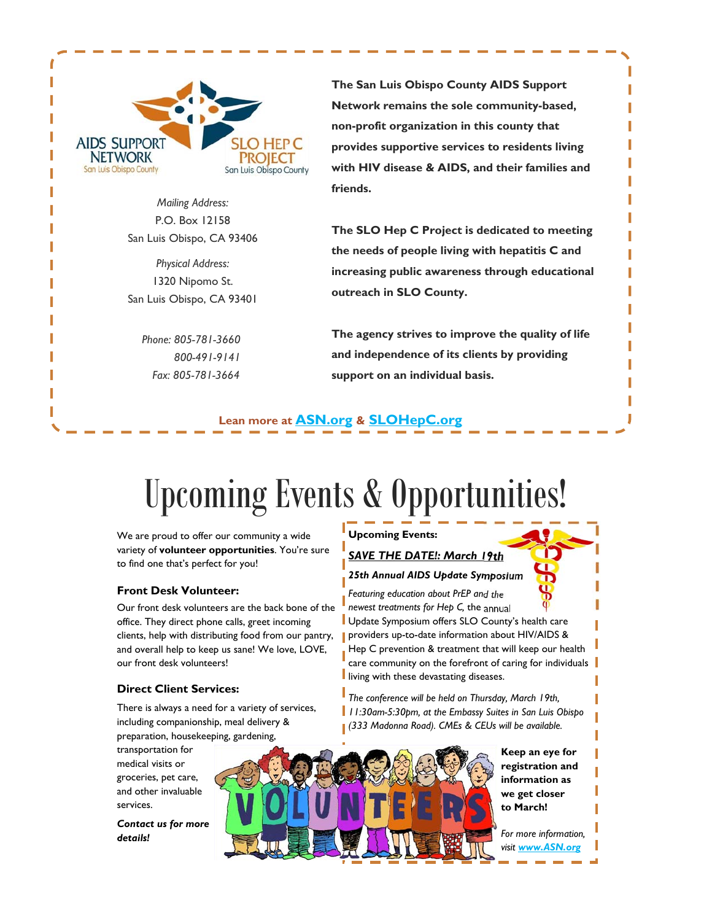AIDS SUPPORT NETWORK
San Luis Obispo County

SLO HEP C PROJECT
San Luis Obispo County

*Mailing Address:*
P.O. Box 12158
San Luis Obispo, CA 93406

*Physical Address:*
1320 Nipomo St.
San Luis Obispo, CA 93401

*Phone: 805-781-3660*
*800-491-9141*
*Fax: 805-781-3664*

**The San Luis Obispo County AIDS Support Network remains the sole community-based, non-profit organization in this county that provides supportive services to residents living with HIV disease & AIDS, and their families and friends.**

**The SLO Hep C Project is dedicated to meeting the needs of people living with hepatitis C and increasing public awareness through educational outreach in SLO County.**

**The agency strives to improve the quality of life and independence of its clients by providing support on an individual basis.**

**Lean more at ASN.org & SLOHepC.org**

# Upcoming Events & Opportunities!

We are proud to offer our community a wide variety of **volunteer opportunities**. You're sure to find one that's perfect for you!

### Front Desk Volunteer:

Our front desk volunteers are the back bone of the office. They direct phone calls, greet incoming clients, help with distributing food from our pantry, and overall help to keep us sane! We love, LOVE, our front desk volunteers!

### Direct Client Services:

There is always a need for a variety of services, including companionship, meal delivery & preparation, housekeeping, gardening, transportation for medical visits or groceries, pet care, and other invaluable services.

***Contact us for more details!***

**Upcoming Events:**

***SAVE THE DATE!: March 19th***

***25th Annual AIDS Update Symposium***

*Featuring education about PrEP and the newest treatments for Hep C*, the annual Update Symposium offers SLO County's health care providers up-to-date information about HIV/AIDS & Hep C prevention & treatment that will keep our health care community on the forefront of caring for individuals living with these devastating diseases.

*The conference will be held on Thursday, March 19th, 11:30am-5:30pm, at the Embassy Suites in San Luis Obispo (333 Madonna Road). CMEs & CEUs will be available.*

**Keep an eye for registration and information as we get closer to March!**

*For more information, visit www.ASN.org*